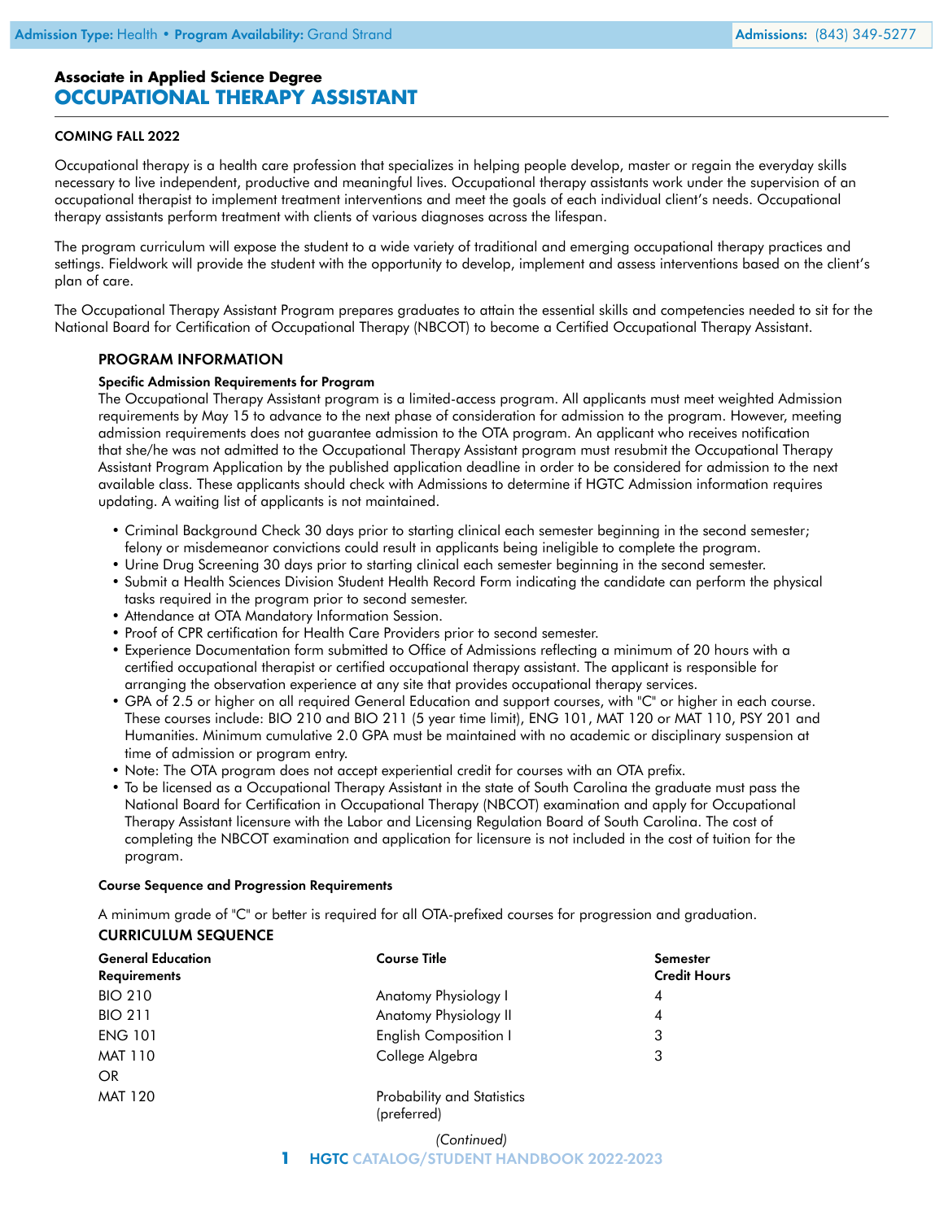Admission Type: Health • Program Availability: Grand Strand | Admissions: (843) 349-5277

**Associate in Applied Science Degree**

# OCCUPATIONAL THERAPY ASSISTANT

COMING FALL 2022

Occupational therapy is a health care profession that specializes in helping people develop, master or regain the everyday skills necessary to live independent, productive and meaningful lives. Occupational therapy assistants work under the supervision of an occupational therapist to implement treatment interventions and meet the goals of each individual client's needs. Occupational therapy assistants perform treatment with clients of various diagnoses across the lifespan.

The program curriculum will expose the student to a wide variety of traditional and emerging occupational therapy practices and settings. Fieldwork will provide the student with the opportunity to develop, implement and assess interventions based on the client's plan of care.

The Occupational Therapy Assistant Program prepares graduates to attain the essential skills and competencies needed to sit for the National Board for Certification of Occupational Therapy (NBCOT) to become a Certified Occupational Therapy Assistant.

## PROGRAM INFORMATION

### Specific Admission Requirements for Program

The Occupational Therapy Assistant program is a limited-access program. All applicants must meet weighted Admission requirements by May 15 to advance to the next phase of consideration for admission to the program. However, meeting admission requirements does not guarantee admission to the OTA program. An applicant who receives notification that she/he was not admitted to the Occupational Therapy Assistant program must resubmit the Occupational Therapy Assistant Program Application by the published application deadline in order to be considered for admission to the next available class. These applicants should check with Admissions to determine if HGTC Admission information requires updating. A waiting list of applicants is not maintained.

- Criminal Background Check 30 days prior to starting clinical each semester beginning in the second semester; felony or misdemeanor convictions could result in applicants being ineligible to complete the program.
- Urine Drug Screening 30 days prior to starting clinical each semester beginning in the second semester.
- Submit a Health Sciences Division Student Health Record Form indicating the candidate can perform the physical tasks required in the program prior to second semester.
- Attendance at OTA Mandatory Information Session.
- Proof of CPR certification for Health Care Providers prior to second semester.
- Experience Documentation form submitted to Office of Admissions reflecting a minimum of 20 hours with a certified occupational therapist or certified occupational therapy assistant. The applicant is responsible for arranging the observation experience at any site that provides occupational therapy services.
- GPA of 2.5 or higher on all required General Education and support courses, with "C" or higher in each course. These courses include: BIO 210 and BIO 211 (5 year time limit), ENG 101, MAT 120 or MAT 110, PSY 201 and Humanities. Minimum cumulative 2.0 GPA must be maintained with no academic or disciplinary suspension at time of admission or program entry.
- Note: The OTA program does not accept experiential credit for courses with an OTA prefix.
- To be licensed as a Occupational Therapy Assistant in the state of South Carolina the graduate must pass the National Board for Certification in Occupational Therapy (NBCOT) examination and apply for Occupational Therapy Assistant licensure with the Labor and Licensing Regulation Board of South Carolina. The cost of completing the NBCOT examination and application for licensure is not included in the cost of tuition for the program.

### Course Sequence and Progression Requirements

A minimum grade of "C" or better is required for all OTA-prefixed courses for progression and graduation.

## CURRICULUM SEQUENCE

| General Education Requirements | Course Title | Semester Credit Hours |
|---|---|---|
| BIO 210 | Anatomy Physiology I | 4 |
| BIO 211 | Anatomy Physiology II | 4 |
| ENG 101 | English Composition I | 3 |
| MAT 110 | College Algebra | 3 |
| OR | | |
| MAT 120 | Probability and Statistics (preferred) | |

*(Continued)*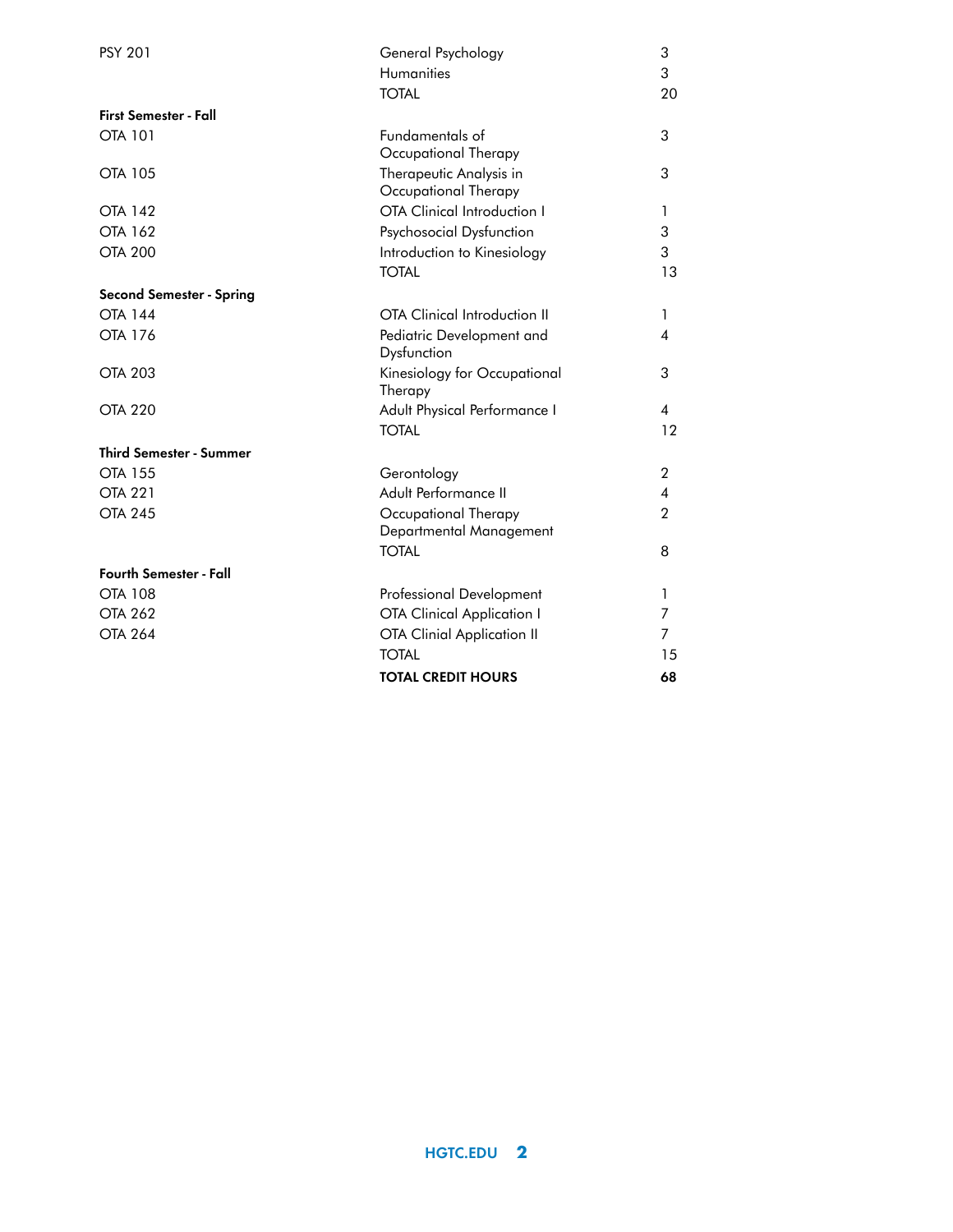| | | |
|---|---|---|
| PSY 201 | General Psychology | 3 |
| | Humanities | 3 |
| | TOTAL | 20 |
| **First Semester - Fall** | | |
| OTA 101 | Fundamentals of Occupational Therapy | 3 |
| OTA 105 | Therapeutic Analysis in Occupational Therapy | 3 |
| OTA 142 | OTA Clinical Introduction I | 1 |
| OTA 162 | Psychosocial Dysfunction | 3 |
| OTA 200 | Introduction to Kinesiology | 3 |
| | TOTAL | 13 |
| **Second Semester - Spring** | | |
| OTA 144 | OTA Clinical Introduction II | 1 |
| OTA 176 | Pediatric Development and Dysfunction | 4 |
| OTA 203 | Kinesiology for Occupational Therapy | 3 |
| OTA 220 | Adult Physical Performance I | 4 |
| | TOTAL | 12 |
| **Third Semester - Summer** | | |
| OTA 155 | Gerontology | 2 |
| OTA 221 | Adult Performance II | 4 |
| OTA 245 | Occupational Therapy Departmental Management | 2 |
| | TOTAL | 8 |
| **Fourth Semester - Fall** | | |
| OTA 108 | Professional Development | 1 |
| OTA 262 | OTA Clinical Application I | 7 |
| OTA 264 | OTA Clinial Application II | 7 |
| | TOTAL | 15 |
| | **TOTAL CREDIT HOURS** | **68** |